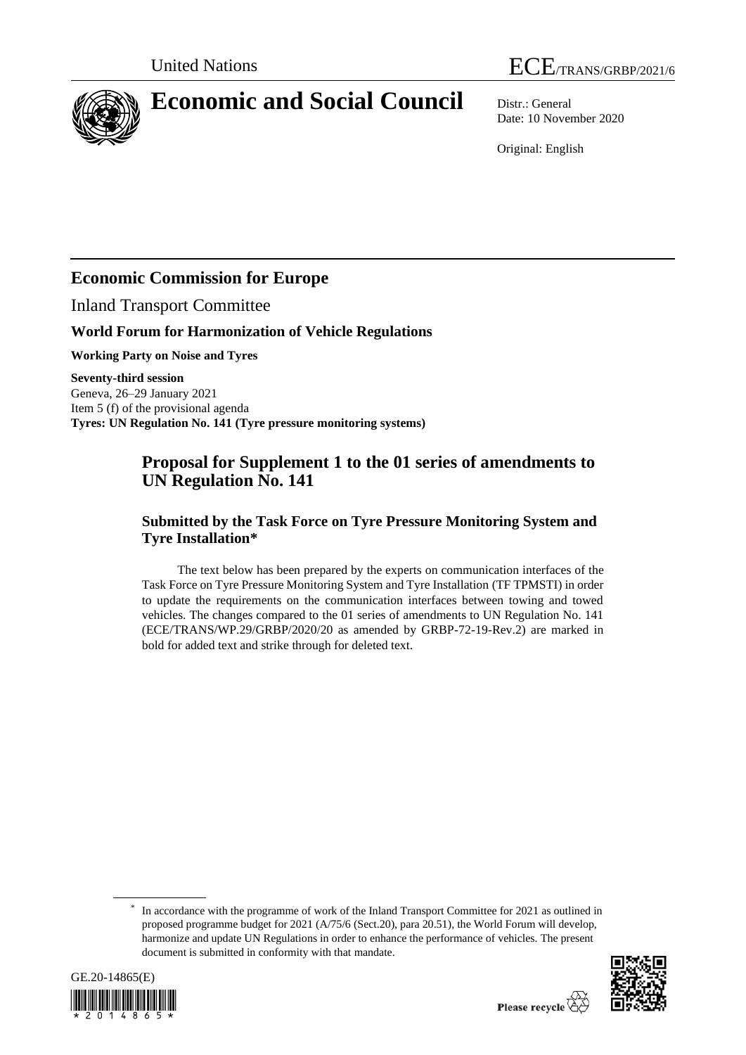United Nations

ECE/TRANS/GRBP/2021/6

# Economic and Social Council

Distr.: General
Date: 10 November 2020

Original: English

## Economic Commission for Europe

Inland Transport Committee

### World Forum for Harmonization of Vehicle Regulations

**Working Party on Noise and Tyres**

**Seventy-third session**
Geneva, 26–29 January 2021
Item 5 (f) of the provisional agenda
**Tyres: UN Regulation No. 141 (Tyre pressure monitoring systems)**

## Proposal for Supplement 1 to the 01 series of amendments to UN Regulation No. 141

### Submitted by the Task Force on Tyre Pressure Monitoring System and Tyre Installation*

The text below has been prepared by the experts on communication interfaces of the Task Force on Tyre Pressure Monitoring System and Tyre Installation (TF TPMSTI) in order to update the requirements on the communication interfaces between towing and towed vehicles. The changes compared to the 01 series of amendments to UN Regulation No. 141 (ECE/TRANS/WP.29/GRBP/2020/20 as amended by GRBP-72-19-Rev.2) are marked in bold for added text and strike through for deleted text.

\* In accordance with the programme of work of the Inland Transport Committee for 2021 as outlined in proposed programme budget for 2021 (A/75/6 (Sect.20), para 20.51), the World Forum will develop, harmonize and update UN Regulations in order to enhance the performance of vehicles. The present document is submitted in conformity with that mandate.

GE.20-14865(E)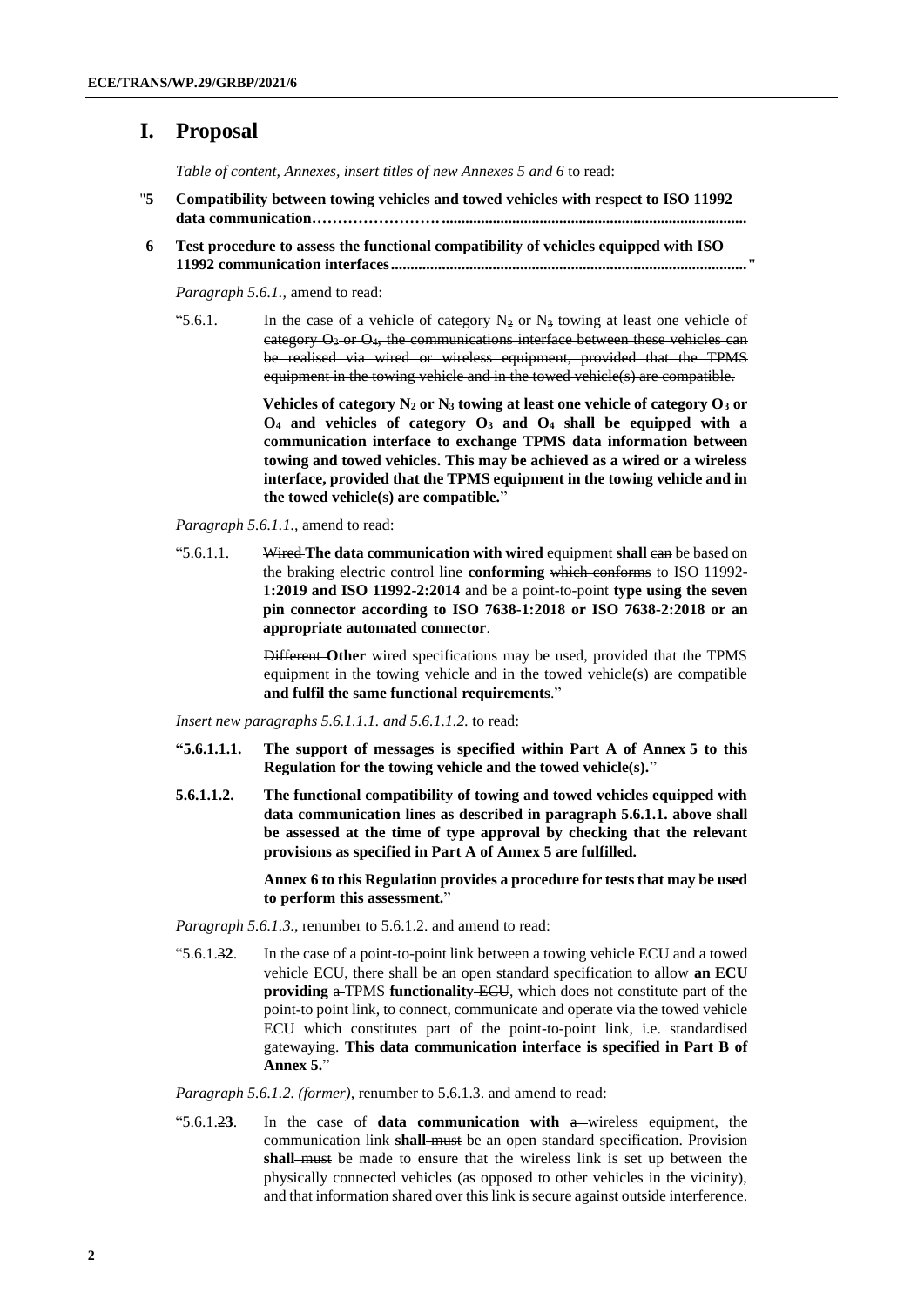# I. Proposal

*Table of content, Annexes, insert titles of new Annexes 5 and 6* to read:

"**5 Compatibility between towing vehicles and towed vehicles with respect to ISO 11992 data communication…………………….............................................................................**

**6 Test procedure to assess the functional compatibility of vehicles equipped with ISO 11992 communication interfaces.........................................................................................**"

*Paragraph 5.6.1.,* amend to read:

"5.6.1. ~~In the case of a vehicle of category $N_2$ or $N_3$ towing at least one vehicle of category $O_3$ or $O_4$, the communications interface between these vehicles can be realised via wired or wireless equipment, provided that the TPMS equipment in the towing vehicle and in the towed vehicle(s) are compatible.~~

**Vehicles of category $N_2$ or $N_3$ towing at least one vehicle of category $O_3$ or $O_4$ and vehicles of category $O_3$ and $O_4$ shall be equipped with a communication interface to exchange TPMS data information between towing and towed vehicles. This may be achieved as a wired or a wireless interface, provided that the TPMS equipment in the towing vehicle and in the towed vehicle(s) are compatible.**"

*Paragraph 5.6.1.1.,* amend to read:

"5.6.1.1. ~~Wired~~ **The data communication with wired** equipment **shall** ~~can~~ be based on the braking electric control line **conforming** ~~which conforms~~ to ISO 11992-1**:2019 and ISO 11992-2:2014** and be a point-to-point **type using the seven pin connector according to ISO 7638-1:2018 or ISO 7638-2:2018 or an appropriate automated connector**.

~~Different~~ **Other** wired specifications may be used, provided that the TPMS equipment in the towing vehicle and in the towed vehicle(s) are compatible **and fulfil the same functional requirements**."

*Insert new paragraphs 5.6.1.1.1. and 5.6.1.1.2.* to read:

"**5.6.1.1.1. The support of messages is specified within Part A of Annex 5 to this Regulation for the towing vehicle and the towed vehicle(s).**"

**5.6.1.1.2. The functional compatibility of towing and towed vehicles equipped with data communication lines as described in paragraph 5.6.1.1. above shall be assessed at the time of type approval by checking that the relevant provisions as specified in Part A of Annex 5 are fulfilled.**

**Annex 6 to this Regulation provides a procedure for tests that may be used to perform this assessment.**"

*Paragraph 5.6.1.3.,* renumber to 5.6.1.2. and amend to read:

"5.6.1.~~3~~**2**. In the case of a point-to-point link between a towing vehicle ECU and a towed vehicle ECU, there shall be an open standard specification to allow **an ECU providing** ~~a~~ TPMS **functionality** ~~ECU~~, which does not constitute part of the point-to point link, to connect, communicate and operate via the towed vehicle ECU which constitutes part of the point-to-point link, i.e. standardised gatewaying. **This data communication interface is specified in Part B of Annex 5.**"

*Paragraph 5.6.1.2. (former),* renumber to 5.6.1.3. and amend to read:

"5.6.1.~~2~~**3**. In the case of **data communication with** ~~a~~ wireless equipment, the communication link **shall** ~~must~~ be an open standard specification. Provision **shall** ~~must~~ be made to ensure that the wireless link is set up between the physically connected vehicles (as opposed to other vehicles in the vicinity), and that information shared over this link is secure against outside interference.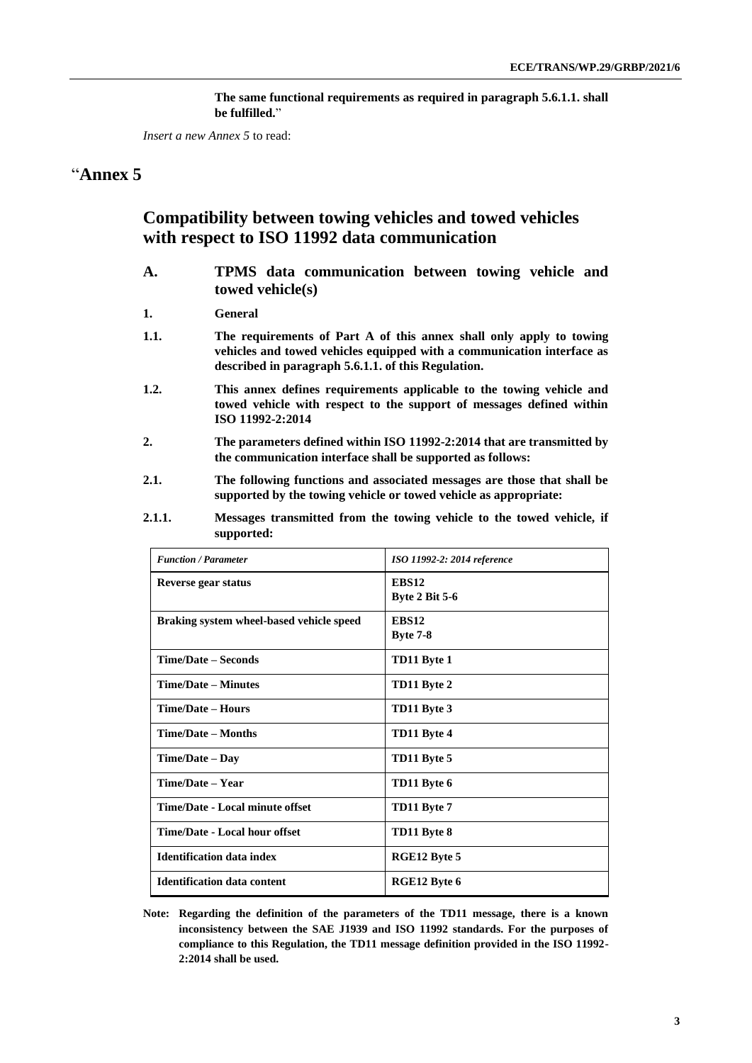**The same functional requirements as required in paragraph 5.6.1.1. shall be fulfilled.**"

*Insert a new Annex 5* to read:

# "**Annex 5**

## Compatibility between towing vehicles and towed vehicles with respect to ISO 11992 data communication

### A. TPMS data communication between towing vehicle and towed vehicle(s)

**1. General**

**1.1. The requirements of Part A of this annex shall only apply to towing vehicles and towed vehicles equipped with a communication interface as described in paragraph 5.6.1.1. of this Regulation.**

**1.2. This annex defines requirements applicable to the towing vehicle and towed vehicle with respect to the support of messages defined within ISO 11992-2:2014**

**2. The parameters defined within ISO 11992-2:2014 that are transmitted by the communication interface shall be supported as follows:**

**2.1. The following functions and associated messages are those that shall be supported by the towing vehicle or towed vehicle as appropriate:**

**2.1.1. Messages transmitted from the towing vehicle to the towed vehicle, if supported:**

| *Function / Parameter* | *ISO 11992-2: 2014 reference* |
|---|---|
| **Reverse gear status** | **EBS12**<br>**Byte 2 Bit 5-6** |
| **Braking system wheel-based vehicle speed** | **EBS12**<br>**Byte 7-8** |
| **Time/Date – Seconds** | **TD11 Byte 1** |
| **Time/Date – Minutes** | **TD11 Byte 2** |
| **Time/Date – Hours** | **TD11 Byte 3** |
| **Time/Date – Months** | **TD11 Byte 4** |
| **Time/Date – Day** | **TD11 Byte 5** |
| **Time/Date – Year** | **TD11 Byte 6** |
| **Time/Date - Local minute offset** | **TD11 Byte 7** |
| **Time/Date - Local hour offset** | **TD11 Byte 8** |
| **Identification data index** | **RGE12 Byte 5** |
| **Identification data content** | **RGE12 Byte 6** |

**Note: Regarding the definition of the parameters of the TD11 message, there is a known inconsistency between the SAE J1939 and ISO 11992 standards. For the purposes of compliance to this Regulation, the TD11 message definition provided in the ISO 11992-2:2014 shall be used.**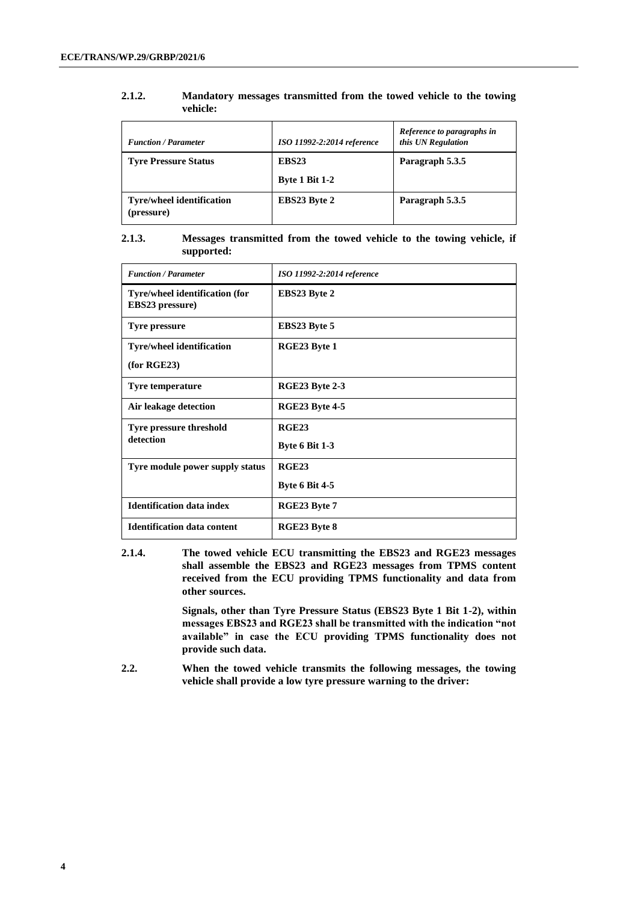**2.1.2. Mandatory messages transmitted from the towed vehicle to the towing vehicle:**

| *Function / Parameter* | *ISO 11992-2:2014 reference* | *Reference to paragraphs in this UN Regulation* |
|---|---|---|
| **Tyre Pressure Status** | **EBS23**<br>**Byte 1 Bit 1-2** | **Paragraph 5.3.5** |
| **Tyre/wheel identification (pressure)** | **EBS23 Byte 2** | **Paragraph 5.3.5** |

**2.1.3. Messages transmitted from the towed vehicle to the towing vehicle, if supported:**

| *Function / Parameter* | *ISO 11992-2:2014 reference* |
|---|---|
| **Tyre/wheel identification (for EBS23 pressure)** | **EBS23 Byte 2** |
| **Tyre pressure** | **EBS23 Byte 5** |
| **Tyre/wheel identification**<br>**(for RGE23)** | **RGE23 Byte 1** |
| **Tyre temperature** | **RGE23 Byte 2-3** |
| **Air leakage detection** | **RGE23 Byte 4-5** |
| **Tyre pressure threshold detection** | **RGE23**<br>**Byte 6 Bit 1-3** |
| **Tyre module power supply status** | **RGE23**<br>**Byte 6 Bit 4-5** |
| **Identification data index** | **RGE23 Byte 7** |
| **Identification data content** | **RGE23 Byte 8** |

**2.1.4. The towed vehicle ECU transmitting the EBS23 and RGE23 messages shall assemble the EBS23 and RGE23 messages from TPMS content received from the ECU providing TPMS functionality and data from other sources.**

**Signals, other than Tyre Pressure Status (EBS23 Byte 1 Bit 1-2), within messages EBS23 and RGE23 shall be transmitted with the indication "not available" in case the ECU providing TPMS functionality does not provide such data.**

**2.2. When the towed vehicle transmits the following messages, the towing vehicle shall provide a low tyre pressure warning to the driver:**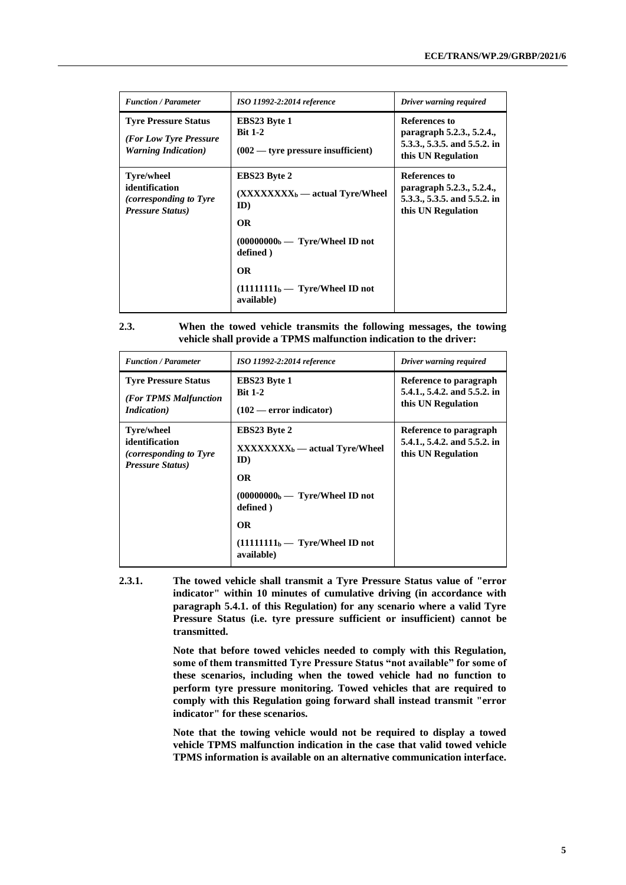| *Function / Parameter* | *ISO 11992-2:2014 reference* | *Driver warning required* |
|---|---|---|
| **Tyre Pressure Status** ***(For Low Tyre Pressure Warning Indication)*** | **EBS23 Byte 1 Bit 1-2** **(002 — tyre pressure insufficient)** | **References to paragraph 5.2.3., 5.2.4., 5.3.3., 5.3.5. and 5.2. in this UN Regulation** |
| **Tyre/wheel identification** ***(corresponding to Tyre Pressure Status)*** | **EBS23 Byte 2** **($XXXXXXXX_b$ — actual Tyre/Wheel ID)** **OR** **($00000000_b$ — Tyre/Wheel ID not defined )** **OR** **($11111111_b$ — Tyre/Wheel ID not available)** | **References to paragraph 5.2.3., 5.2.4., 5.3.3., 5.3.5. and 5.2. in this UN Regulation** |

**2.3. When the towed vehicle transmits the following messages, the towing vehicle shall provide a TPMS malfunction indication to the driver:**

| *Function / Parameter* | *ISO 11992-2:2014 reference* | *Driver warning required* |
|---|---|---|
| **Tyre Pressure Status** ***(For TPMS Malfunction Indication)*** | **EBS23 Byte 1 Bit 1-2** **(102 — error indicator)** | **Reference to paragraph 5.4.1., 5.4.2. and 5.2. in this UN Regulation** |
| **Tyre/wheel identification** ***(corresponding to Tyre Pressure Status)*** | **EBS23 Byte 2** **$XXXXXXXX_b$ — actual Tyre/Wheel ID)** **OR** **($00000000_b$ — Tyre/Wheel ID not defined )** **OR** **($11111111_b$ — Tyre/Wheel ID not available)** | **Reference to paragraph 5.4.1., 5.4.2. and 5.2. in this UN Regulation** |

**2.3.1. The towed vehicle shall transmit a Tyre Pressure Status value of "error indicator" within 10 minutes of cumulative driving (in accordance with paragraph 5.4.1. of this Regulation) for any scenario where a valid Tyre Pressure Status (i.e. tyre pressure sufficient or insufficient) cannot be transmitted.**

**Note that before towed vehicles needed to comply with this Regulation, some of them transmitted Tyre Pressure Status "not available" for some of these scenarios, including when the towed vehicle had no function to perform tyre pressure monitoring. Towed vehicles that are required to comply with this Regulation going forward shall instead transmit "error indicator" for these scenarios.**

**Note that the towing vehicle would not be required to display a towed vehicle TPMS malfunction indication in the case that valid towed vehicle TPMS information is available on an alternative communication interface.**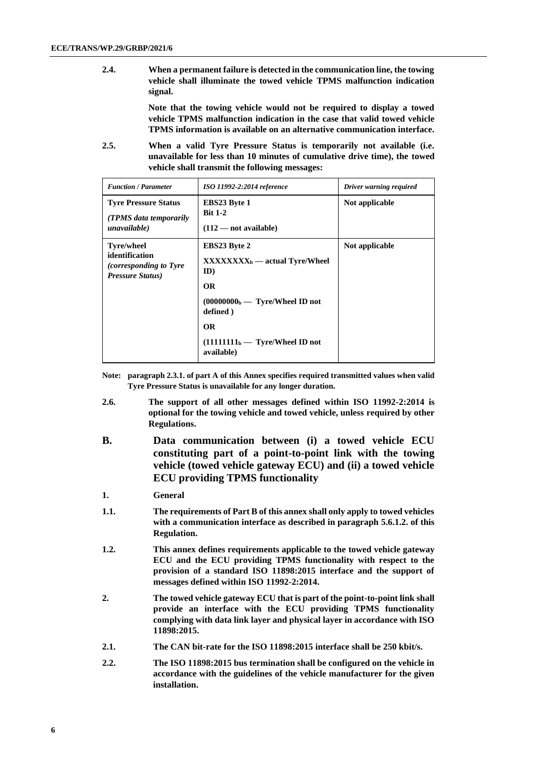**2.4. When a permanent failure is detected in the communication line, the towing vehicle shall illuminate the towed vehicle TPMS malfunction indication signal.**

**Note that the towing vehicle would not be required to display a towed vehicle TPMS malfunction indication in the case that valid towed vehicle TPMS information is available on an alternative communication interface.**

**2.5. When a valid Tyre Pressure Status is temporarily not available (i.e. unavailable for less than 10 minutes of cumulative drive time), the towed vehicle shall transmit the following messages:**

| *Function / Parameter* | *ISO 11992-2:2014 reference* | *Driver warning required* |
|---|---|---|
| **Tyre Pressure Status** *(TPMS data temporarily unavailable)* | **EBS23 Byte 1 Bit 1-2** **(112 — not available)** | **Not applicable** |
| **Tyre/wheel identification** *(corresponding to Tyre Pressure Status)* | **EBS23 Byte 2** **$XXXXXXXX_b$ — actual Tyre/Wheel ID)** **OR** **($00000000_b$ — Tyre/Wheel ID not defined )** **OR** **($11111111_b$ — Tyre/Wheel ID not available)** | **Not applicable** |

**Note: paragraph 2.3.1. of part A of this Annex specifies required transmitted values when valid Tyre Pressure Status is unavailable for any longer duration.**

**2.6. The support of all other messages defined within ISO 11992-2:2014 is optional for the towing vehicle and towed vehicle, unless required by other Regulations.**

## B. Data communication between (i) a towed vehicle ECU constituting part of a point-to-point link with the towing vehicle (towed vehicle gateway ECU) and (ii) a towed vehicle ECU providing TPMS functionality

**1. General**

**1.1. The requirements of Part B of this annex shall only apply to towed vehicles with a communication interface as described in paragraph 5.6.1.2. of this Regulation.**

**1.2. This annex defines requirements applicable to the towed vehicle gateway ECU and the ECU providing TPMS functionality with respect to the provision of a standard ISO 11898:2015 interface and the support of messages defined within ISO 11992-2:2014.**

**2. The towed vehicle gateway ECU that is part of the point-to-point link shall provide an interface with the ECU providing TPMS functionality complying with data link layer and physical layer in accordance with ISO 11898:2015.**

**2.1. The CAN bit-rate for the ISO 11898:2015 interface shall be 250 kbit/s.**

**2.2. The ISO 11898:2015 bus termination shall be configured on the vehicle in accordance with the guidelines of the vehicle manufacturer for the given installation.**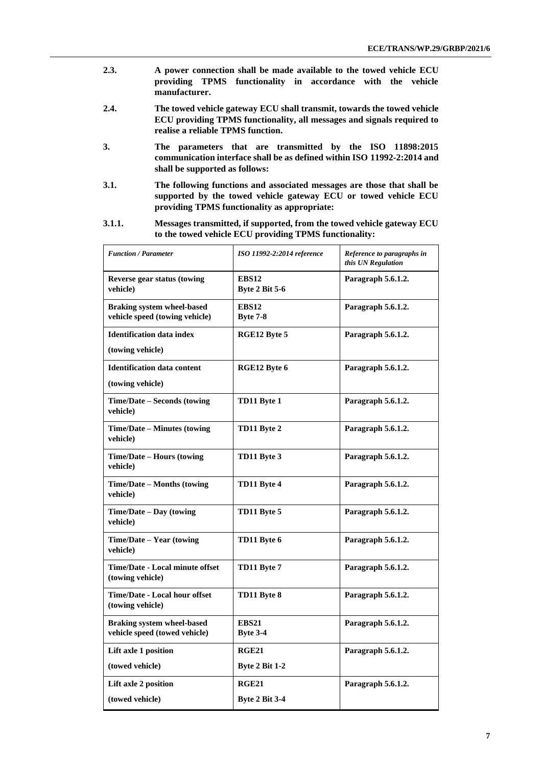**2.3. A power connection shall be made available to the towed vehicle ECU providing TPMS functionality in accordance with the vehicle manufacturer.**

**2.4. The towed vehicle gateway ECU shall transmit, towards the towed vehicle ECU providing TPMS functionality, all messages and signals required to realise a reliable TPMS function.**

**3. The parameters that are transmitted by the ISO 11898:2015 communication interface shall be as defined within ISO 11992-2:2014 and shall be supported as follows:**

**3.1. The following functions and associated messages are those that shall be supported by the towed vehicle gateway ECU or towed vehicle ECU providing TPMS functionality as appropriate:**

**3.1.1. Messages transmitted, if supported, from the towed vehicle gateway ECU to the towed vehicle ECU providing TPMS functionality:**

| *Function / Parameter* | *ISO 11992-2:2014 reference* | *Reference to paragraphs in this UN Regulation* |
|---|---|---|
| **Reverse gear status (towing vehicle)** | **EBS12 Byte 2 Bit 5-6** | **Paragraph 5.6.1.2.** |
| **Braking system wheel-based vehicle speed (towing vehicle)** | **EBS12 Byte 7-8** | **Paragraph 5.6.1.2.** |
| **Identification data index (towing vehicle)** | **RGE12 Byte 5** | **Paragraph 5.6.1.2.** |
| **Identification data content (towing vehicle)** | **RGE12 Byte 6** | **Paragraph 5.6.1.2.** |
| **Time/Date – Seconds (towing vehicle)** | **TD11 Byte 1** | **Paragraph 5.6.1.2.** |
| **Time/Date – Minutes (towing vehicle)** | **TD11 Byte 2** | **Paragraph 5.6.1.2.** |
| **Time/Date – Hours (towing vehicle)** | **TD11 Byte 3** | **Paragraph 5.6.1.2.** |
| **Time/Date – Months (towing vehicle)** | **TD11 Byte 4** | **Paragraph 5.6.1.2.** |
| **Time/Date – Day (towing vehicle)** | **TD11 Byte 5** | **Paragraph 5.6.1.2.** |
| **Time/Date – Year (towing vehicle)** | **TD11 Byte 6** | **Paragraph 5.6.1.2.** |
| **Time/Date - Local minute offset (towing vehicle)** | **TD11 Byte 7** | **Paragraph 5.6.1.2.** |
| **Time/Date - Local hour offset (towing vehicle)** | **TD11 Byte 8** | **Paragraph 5.6.1.2.** |
| **Braking system wheel-based vehicle speed (towed vehicle)** | **EBS21 Byte 3-4** | **Paragraph 5.6.1.2.** |
| **Lift axle 1 position (towed vehicle)** | **RGE21 Byte 2 Bit 1-2** | **Paragraph 5.6.1.2.** |
| **Lift axle 2 position (towed vehicle)** | **RGE21 Byte 2 Bit 3-4** | **Paragraph 5.6.1.2.** |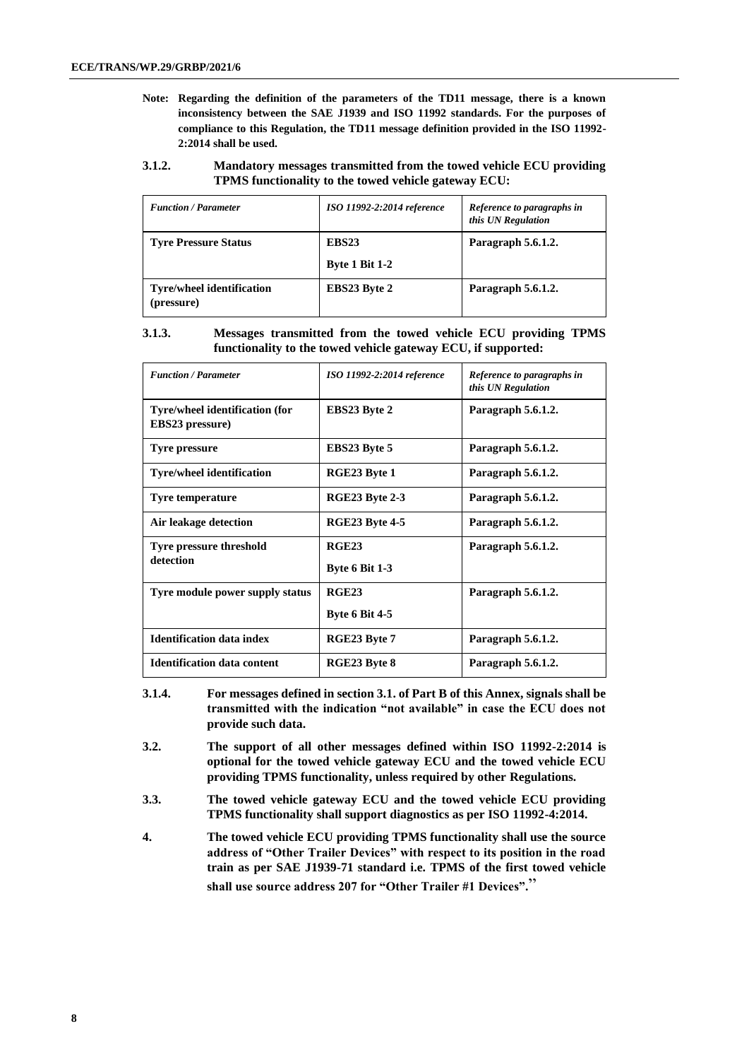**Note: Regarding the definition of the parameters of the TD11 message, there is a known inconsistency between the SAE J1939 and ISO 11992 standards. For the purposes of compliance to this Regulation, the TD11 message definition provided in the ISO 11992-2:2014 shall be used.**

**3.1.2. Mandatory messages transmitted from the towed vehicle ECU providing TPMS functionality to the towed vehicle gateway ECU:**

| *Function / Parameter* | *ISO 11992-2:2014 reference* | *Reference to paragraphs in this UN Regulation* |
|---|---|---|
| **Tyre Pressure Status** | **EBS23**<br>**Byte 1 Bit 1-2** | **Paragraph 5.6.1.2.** |
| **Tyre/wheel identification (pressure)** | **EBS23 Byte 2** | **Paragraph 5.6.1.2.** |

**3.1.3. Messages transmitted from the towed vehicle ECU providing TPMS functionality to the towed vehicle gateway ECU, if supported:**

| *Function / Parameter* | *ISO 11992-2:2014 reference* | *Reference to paragraphs in this UN Regulation* |
|---|---|---|
| **Tyre/wheel identification (for EBS23 pressure)** | **EBS23 Byte 2** | **Paragraph 5.6.1.2.** |
| **Tyre pressure** | **EBS23 Byte 5** | **Paragraph 5.6.1.2.** |
| **Tyre/wheel identification** | **RGE23 Byte 1** | **Paragraph 5.6.1.2.** |
| **Tyre temperature** | **RGE23 Byte 2-3** | **Paragraph 5.6.1.2.** |
| **Air leakage detection** | **RGE23 Byte 4-5** | **Paragraph 5.6.1.2.** |
| **Tyre pressure threshold detection** | **RGE23**<br>**Byte 6 Bit 1-3** | **Paragraph 5.6.1.2.** |
| **Tyre module power supply status** | **RGE23**<br>**Byte 6 Bit 4-5** | **Paragraph 5.6.1.2.** |
| **Identification data index** | **RGE23 Byte 7** | **Paragraph 5.6.1.2.** |
| **Identification data content** | **RGE23 Byte 8** | **Paragraph 5.6.1.2.** |

**3.1.4. For messages defined in section 3.1. of Part B of this Annex, signals shall be transmitted with the indication "not available" in case the ECU does not provide such data.**

**3.2. The support of all other messages defined within ISO 11992-2:2014 is optional for the towed vehicle gateway ECU and the towed vehicle ECU providing TPMS functionality, unless required by other Regulations.**

**3.3. The towed vehicle gateway ECU and the towed vehicle ECU providing TPMS functionality shall support diagnostics as per ISO 11992-4:2014.**

**4. The towed vehicle ECU providing TPMS functionality shall use the source address of "Other Trailer Devices" with respect to its position in the road train as per SAE J1939-71 standard i.e. TPMS of the first towed vehicle shall use source address 207 for "Other Trailer #1 Devices"."**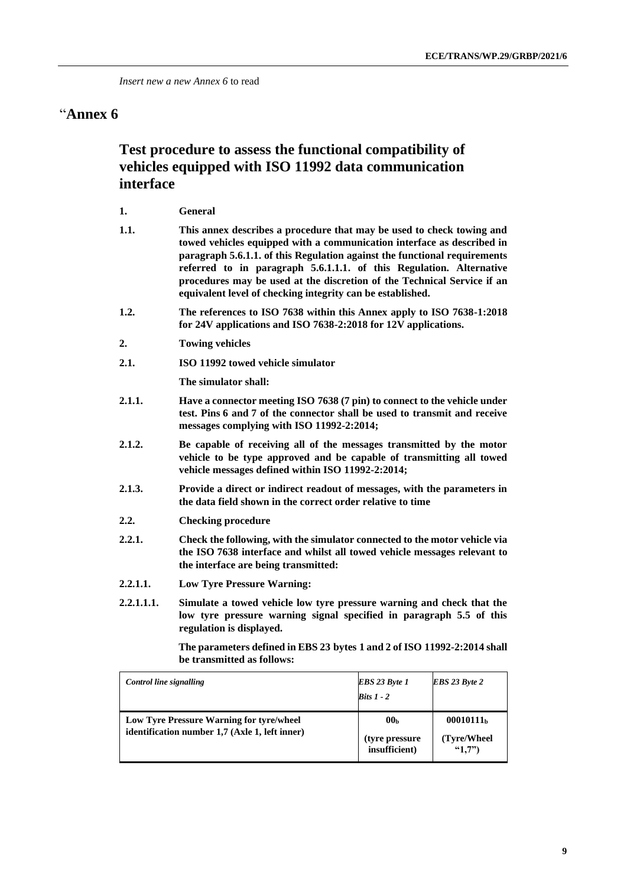*Insert new a new Annex 6* to read

# "Annex 6

## Test procedure to assess the functional compatibility of vehicles equipped with ISO 11992 data communication interface

**1. General**

**1.1. This annex describes a procedure that may be used to check towing and towed vehicles equipped with a communication interface as described in paragraph 5.6.1.1. of this Regulation against the functional requirements referred to in paragraph 5.6.1.1.1. of this Regulation. Alternative procedures may be used at the discretion of the Technical Service if an equivalent level of checking integrity can be established.**

**1.2. The references to ISO 7638 within this Annex apply to ISO 7638-1:2018 for 24V applications and ISO 7638-2:2018 for 12V applications.**

**2. Towing vehicles**

**2.1. ISO 11992 towed vehicle simulator**

**The simulator shall:**

**2.1.1. Have a connector meeting ISO 7638 (7 pin) to connect to the vehicle under test. Pins 6 and 7 of the connector shall be used to transmit and receive messages complying with ISO 11992-2:2014;**

**2.1.2. Be capable of receiving all of the messages transmitted by the motor vehicle to be type approved and be capable of transmitting all towed vehicle messages defined within ISO 11992-2:2014;**

**2.1.3. Provide a direct or indirect readout of messages, with the parameters in the data field shown in the correct order relative to time**

**2.2. Checking procedure**

**2.2.1. Check the following, with the simulator connected to the motor vehicle via the ISO 7638 interface and whilst all towed vehicle messages relevant to the interface are being transmitted:**

**2.2.1.1. Low Tyre Pressure Warning:**

**2.2.1.1.1. Simulate a towed vehicle low tyre pressure warning and check that the low tyre pressure warning signal specified in paragraph 5.5 of this regulation is displayed.**

**The parameters defined in EBS 23 bytes 1 and 2 of ISO 11992-2:2014 shall be transmitted as follows:**

| *Control line signalling* | *EBS 23 Byte 1 Bits 1 - 2* | *EBS 23 Byte 2* |
|---|---|---|
| **Low Tyre Pressure Warning for tyre/wheel identification number 1,7 (Axle 1, left inner)** | **$00_b$ (tyre pressure insufficient)** | **$00010111_b$ (Tyre/Wheel "1,7")** |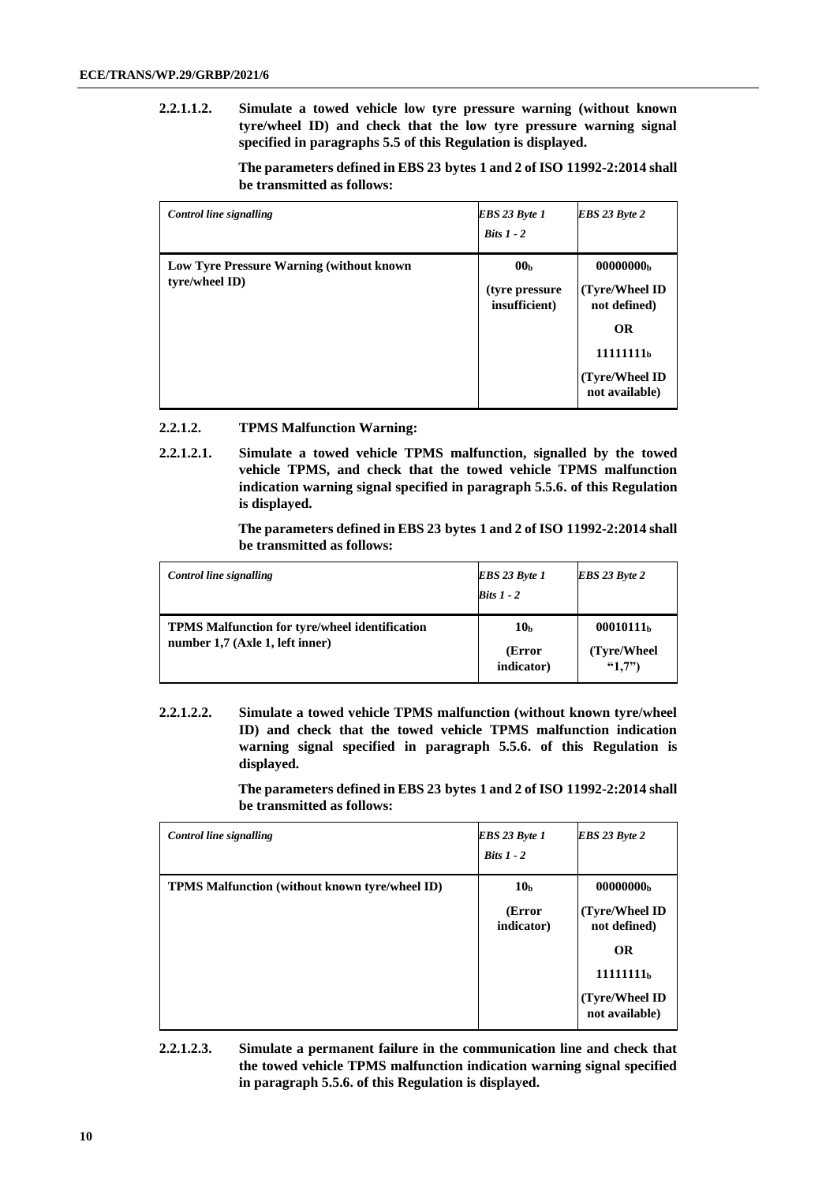**2.2.1.1.2. Simulate a towed vehicle low tyre pressure warning (without known tyre/wheel ID) and check that the low tyre pressure warning signal specified in paragraphs 5.5 of this Regulation is displayed.**

**The parameters defined in EBS 23 bytes 1 and 2 of ISO 11992-2:2014 shall be transmitted as follows:**

| *Control line signalling* | *EBS 23 Byte 1 Bits 1 - 2* | *EBS 23 Byte 2* |
|---|---|---|
| **Low Tyre Pressure Warning (without known tyre/wheel ID)** | **$00_b$ (tyre pressure insufficient)** | **$00000000_b$ (Tyre/Wheel ID not defined) OR $11111111_b$ (Tyre/Wheel ID not available)** |

**2.2.1.2. TPMS Malfunction Warning:**

**2.2.1.2.1. Simulate a towed vehicle TPMS malfunction, signalled by the towed vehicle TPMS, and check that the towed vehicle TPMS malfunction indication warning signal specified in paragraph 5.5.6. of this Regulation is displayed.**

**The parameters defined in EBS 23 bytes 1 and 2 of ISO 11992-2:2014 shall be transmitted as follows:**

| *Control line signalling* | *EBS 23 Byte 1 Bits 1 - 2* | *EBS 23 Byte 2* |
|---|---|---|
| **TPMS Malfunction for tyre/wheel identification number 1,7 (Axle 1, left inner)** | **$10_b$ (Error indicator)** | **$00010111_b$ (Tyre/Wheel "1,7")** |

**2.2.1.2.2. Simulate a towed vehicle TPMS malfunction (without known tyre/wheel ID) and check that the towed vehicle TPMS malfunction indication warning signal specified in paragraph 5.5.6. of this Regulation is displayed.**

**The parameters defined in EBS 23 bytes 1 and 2 of ISO 11992-2:2014 shall be transmitted as follows:**

| *Control line signalling* | *EBS 23 Byte 1 Bits 1 - 2* | *EBS 23 Byte 2* |
|---|---|---|
| **TPMS Malfunction (without known tyre/wheel ID)** | **$10_b$ (Error indicator)** | **$00000000_b$ (Tyre/Wheel ID not defined) OR $11111111_b$ (Tyre/Wheel ID not available)** |

**2.2.1.2.3. Simulate a permanent failure in the communication line and check that the towed vehicle TPMS malfunction indication warning signal specified in paragraph 5.5.6. of this Regulation is displayed.**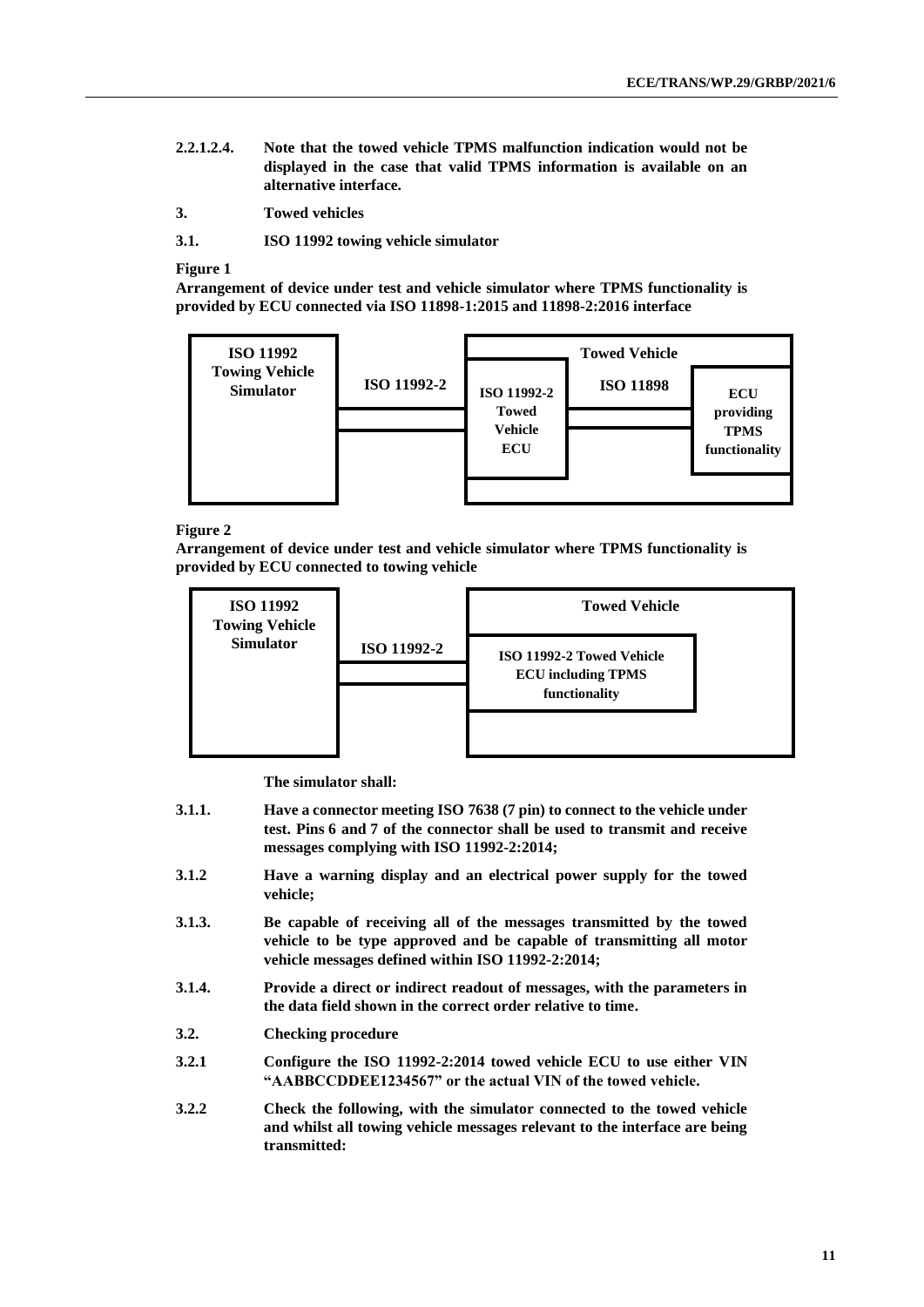**2.2.1.2.4. Note that the towed vehicle TPMS malfunction indication would not be displayed in the case that valid TPMS information is available on an alternative interface.**

**3. Towed vehicles**

**3.1. ISO 11992 towing vehicle simulator**

**Figure 1**
**Arrangement of device under test and vehicle simulator where TPMS functionality is provided by ECU connected via ISO 11898-1:2015 and 11898-2:2016 interface**

**Figure 2**
**Arrangement of device under test and vehicle simulator where TPMS functionality is provided by ECU connected to towing vehicle**

**The simulator shall:**

**3.1.1. Have a connector meeting ISO 7638 (7 pin) to connect to the vehicle under test. Pins 6 and 7 of the connector shall be used to transmit and receive messages complying with ISO 11992-2:2014;**

**3.1.2 Have a warning display and an electrical power supply for the towed vehicle;**

**3.1.3. Be capable of receiving all of the messages transmitted by the towed vehicle to be type approved and be capable of transmitting all motor vehicle messages defined within ISO 11992-2:2014;**

**3.1.4. Provide a direct or indirect readout of messages, with the parameters in the data field shown in the correct order relative to time.**

**3.2. Checking procedure**

**3.2.1 Configure the ISO 11992-2:2014 towed vehicle ECU to use either VIN "AABBCCDDEE1234567" or the actual VIN of the towed vehicle.**

**3.2.2 Check the following, with the simulator connected to the towed vehicle and whilst all towing vehicle messages relevant to the interface are being transmitted:**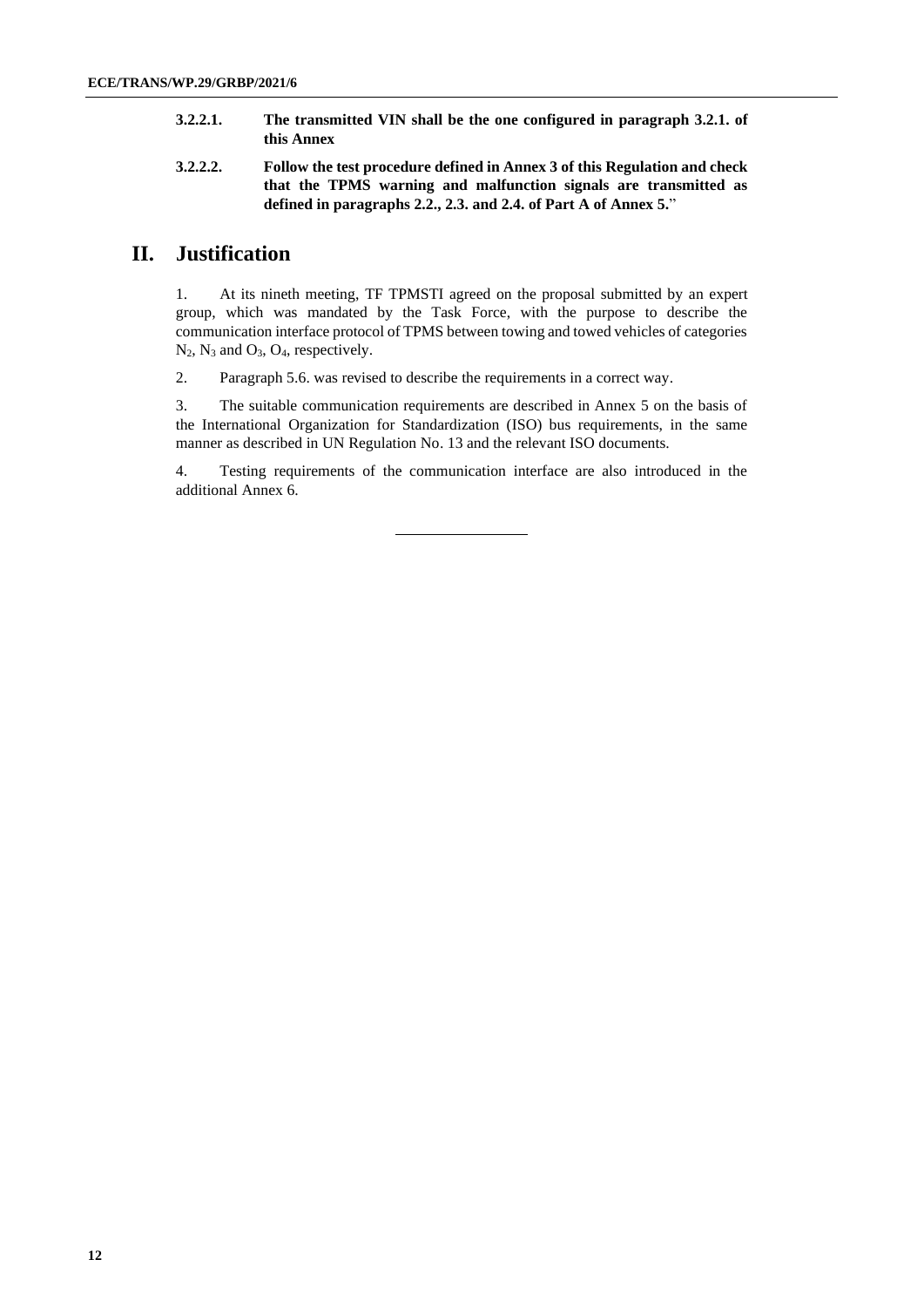**3.2.2.1. The transmitted VIN shall be the one configured in paragraph 3.2.1. of this Annex**

**3.2.2.2. Follow the test procedure defined in Annex 3 of this Regulation and check that the TPMS warning and malfunction signals are transmitted as defined in paragraphs 2.2., 2.3. and 2.4. of Part A of Annex 5.**"

# II. Justification

1. At its nineth meeting, TF TPMSTI agreed on the proposal submitted by an expert group, which was mandated by the Task Force, with the purpose to describe the communication interface protocol of TPMS between towing and towed vehicles of categories $N_2$, $N_3$ and $O_3$, $O_4$, respectively.

2. Paragraph 5.6. was revised to describe the requirements in a correct way.

3. The suitable communication requirements are described in Annex 5 on the basis of the International Organization for Standardization (ISO) bus requirements, in the same manner as described in UN Regulation No. 13 and the relevant ISO documents.

4. Testing requirements of the communication interface are also introduced in the additional Annex 6.